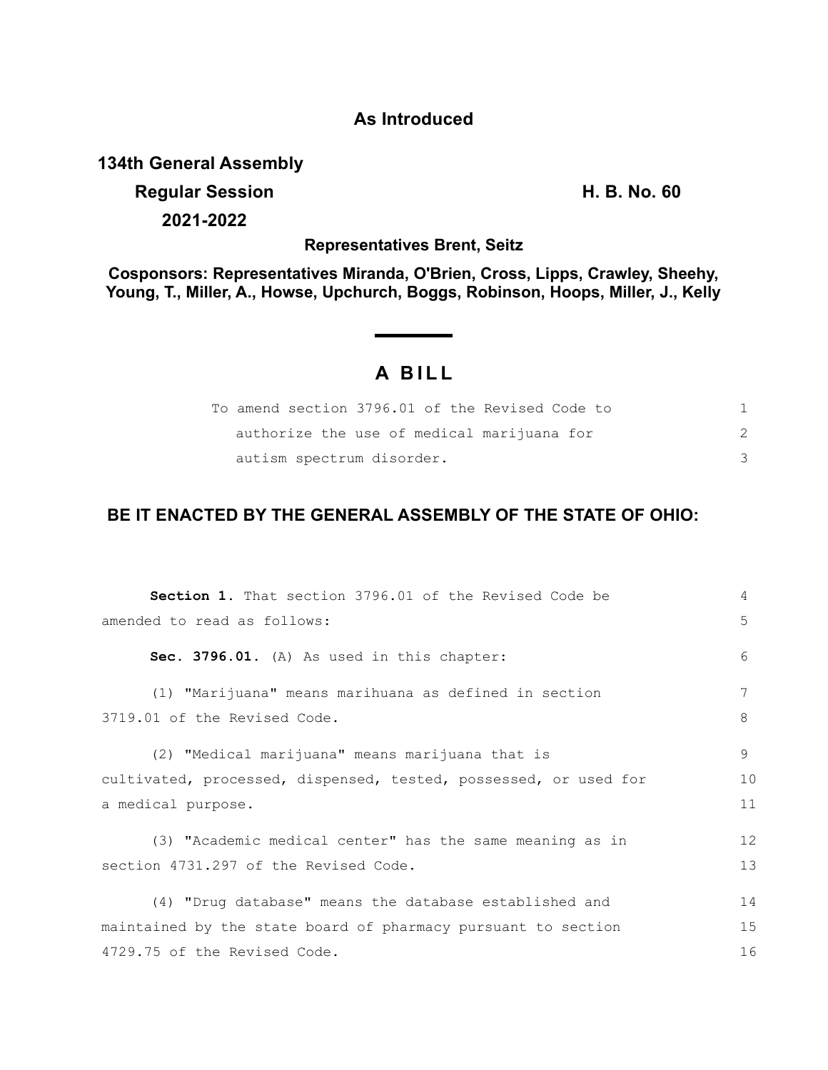**As Introduced**

**134th General Assembly**

**Regular Session** **H. B. No. 60**

**2021-2022**

**Representatives Brent, Seitz**

**Cosponsors: Representatives Miranda, O'Brien, Cross, Lipps, Crawley, Sheehy, Young, T., Miller, A., Howse, Upchurch, Boggs, Robinson, Hoops, Miller, J., Kelly**

# A BILL

To amend section 3796.01 of the Revised Code to authorize the use of medical marijuana for autism spectrum disorder.

## BE IT ENACTED BY THE GENERAL ASSEMBLY OF THE STATE OF OHIO:

**Section 1.** That section 3796.01 of the Revised Code be amended to read as follows:

**Sec. 3796.01.** (A) As used in this chapter:

(1) "Marijuana" means marihuana as defined in section 3719.01 of the Revised Code.

(2) "Medical marijuana" means marijuana that is cultivated, processed, dispensed, tested, possessed, or used for a medical purpose.

(3) "Academic medical center" has the same meaning as in section 4731.297 of the Revised Code.

(4) "Drug database" means the database established and maintained by the state board of pharmacy pursuant to section 4729.75 of the Revised Code.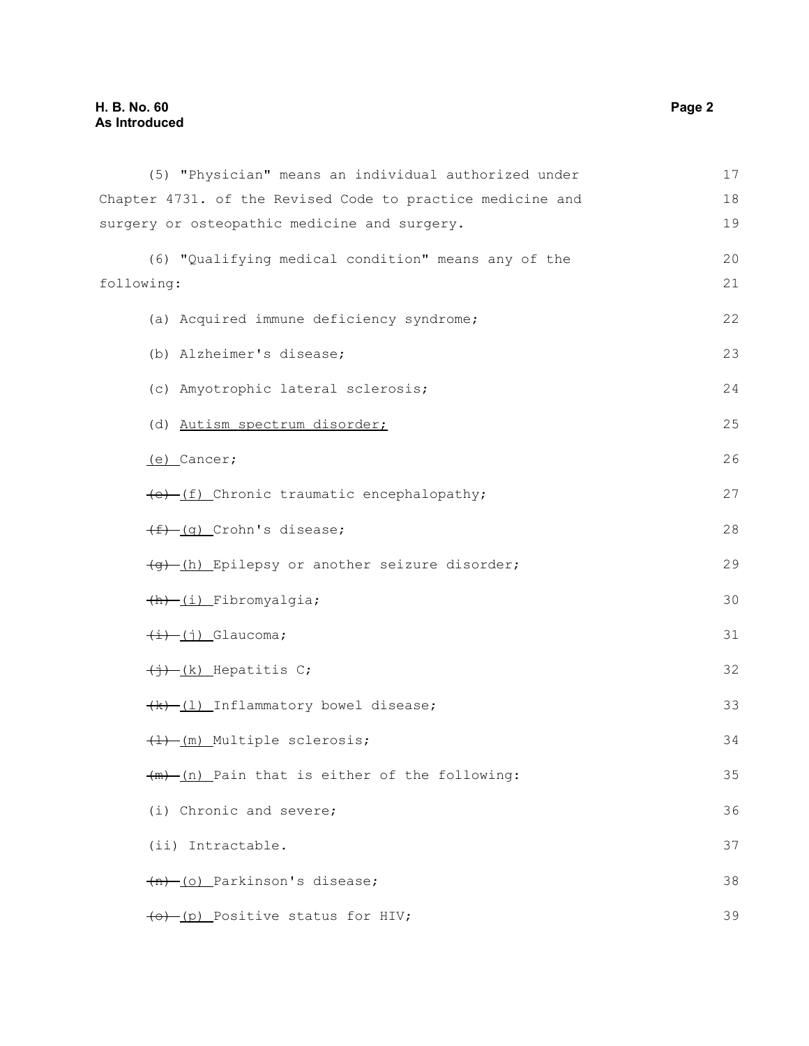(5) "Physician" means an individual authorized under Chapter 4731. of the Revised Code to practice medicine and surgery or osteopathic medicine and surgery.

(6) "Qualifying medical condition" means any of the following:

(a) Acquired immune deficiency syndrome;

(b) Alzheimer's disease;

(c) Amyotrophic lateral sclerosis;

(d) <u>Autism spectrum disorder;</u>

<u>(e)</u> Cancer;

~~(e)~~ <u>(f)</u> Chronic traumatic encephalopathy;

~~(f)~~ <u>(g)</u> Crohn's disease;

~~(g)~~ <u>(h)</u> Epilepsy or another seizure disorder;

~~(h)~~ <u>(i)</u> Fibromyalgia;

~~(i)~~ <u>(j)</u> Glaucoma;

~~(j)~~ <u>(k)</u> Hepatitis C;

~~(k)~~ <u>(l)</u> Inflammatory bowel disease;

~~(l)~~ <u>(m)</u> Multiple sclerosis;

~~(m)~~ <u>(n)</u> Pain that is either of the following:

(i) Chronic and severe;

(ii) Intractable.

~~(n)~~ <u>(o)</u> Parkinson's disease;

~~(o)~~ <u>(p)</u> Positive status for HIV;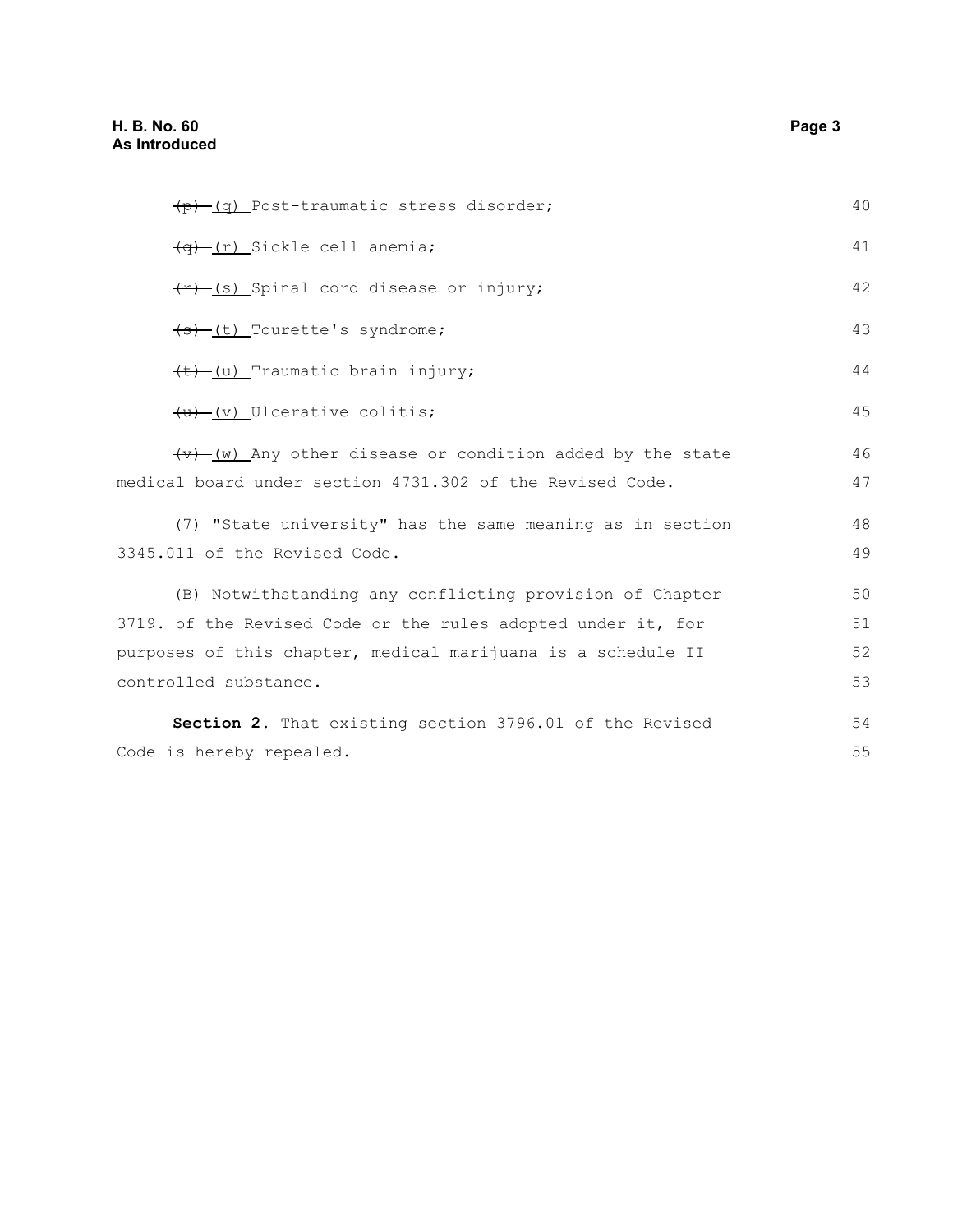~~(p)~~ (q) Post-traumatic stress disorder;

~~(q)~~ (r) Sickle cell anemia;

~~(r)~~ (s) Spinal cord disease or injury;

~~(s)~~ (t) Tourette's syndrome;

~~(t)~~ (u) Traumatic brain injury;

~~(u)~~ (v) Ulcerative colitis;

~~(v)~~ (w) Any other disease or condition added by the state medical board under section 4731.302 of the Revised Code.

(7) "State university" has the same meaning as in section 3345.011 of the Revised Code.

(B) Notwithstanding any conflicting provision of Chapter 3719. of the Revised Code or the rules adopted under it, for purposes of this chapter, medical marijuana is a schedule II controlled substance.

**Section 2.** That existing section 3796.01 of the Revised Code is hereby repealed.